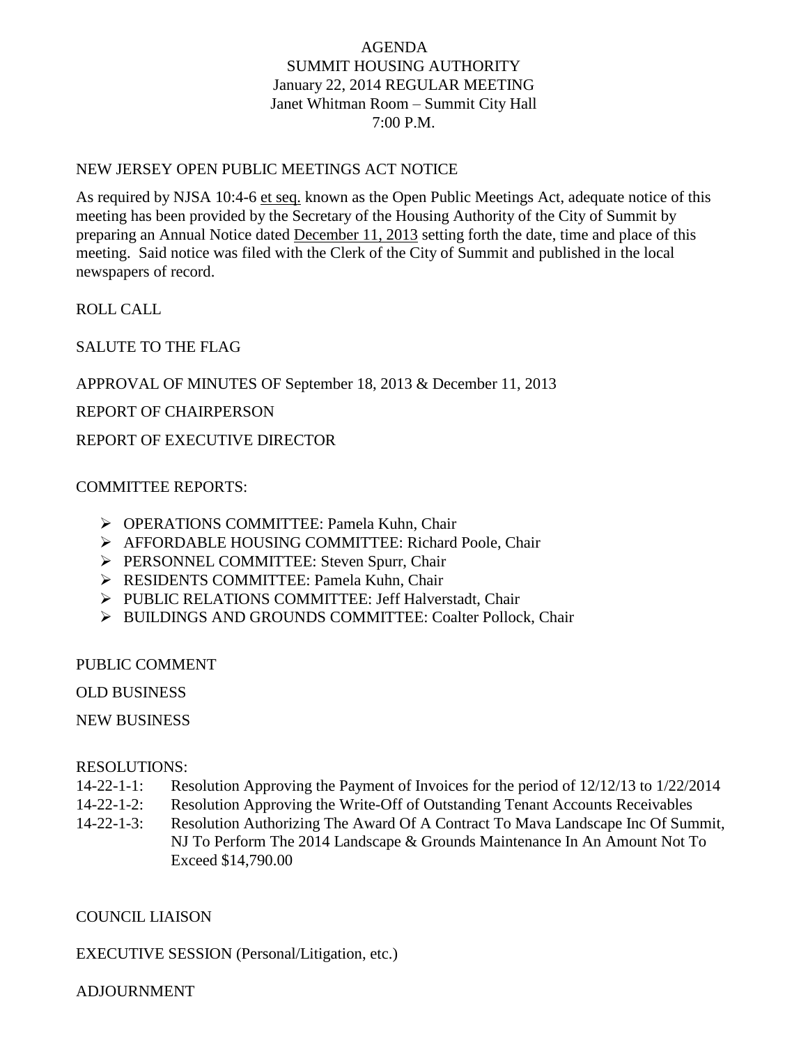# AGENDA
## SUMMIT HOUSING AUTHORITY
## January 22, 2014 REGULAR MEETING
## Janet Whitman Room – Summit City Hall
## 7:00 P.M.

NEW JERSEY OPEN PUBLIC MEETINGS ACT NOTICE

As required by NJSA 10:4-6 et seq. known as the Open Public Meetings Act, adequate notice of this meeting has been provided by the Secretary of the Housing Authority of the City of Summit by preparing an Annual Notice dated December 11, 2013 setting forth the date, time and place of this meeting. Said notice was filed with the Clerk of the City of Summit and published in the local newspapers of record.

ROLL CALL

SALUTE TO THE FLAG

APPROVAL OF MINUTES OF September 18, 2013 & December 11, 2013

REPORT OF CHAIRPERSON

REPORT OF EXECUTIVE DIRECTOR

COMMITTEE REPORTS:

- OPERATIONS COMMITTEE: Pamela Kuhn, Chair
- AFFORDABLE HOUSING COMMITTEE: Richard Poole, Chair
- PERSONNEL COMMITTEE: Steven Spurr, Chair
- RESIDENTS COMMITTEE: Pamela Kuhn, Chair
- PUBLIC RELATIONS COMMITTEE: Jeff Halverstadt, Chair
- BUILDINGS AND GROUNDS COMMITTEE: Coalter Pollock, Chair

PUBLIC COMMENT

OLD BUSINESS

NEW BUSINESS

RESOLUTIONS:

14-22-1-1: Resolution Approving the Payment of Invoices for the period of 12/12/13 to 1/22/2014

14-22-1-2: Resolution Approving the Write-Off of Outstanding Tenant Accounts Receivables

14-22-1-3: Resolution Authorizing The Award Of A Contract To Mava Landscape Inc Of Summit, NJ To Perform The 2014 Landscape & Grounds Maintenance In An Amount Not To Exceed $14,790.00

COUNCIL LIAISON

EXECUTIVE SESSION (Personal/Litigation, etc.)

ADJOURNMENT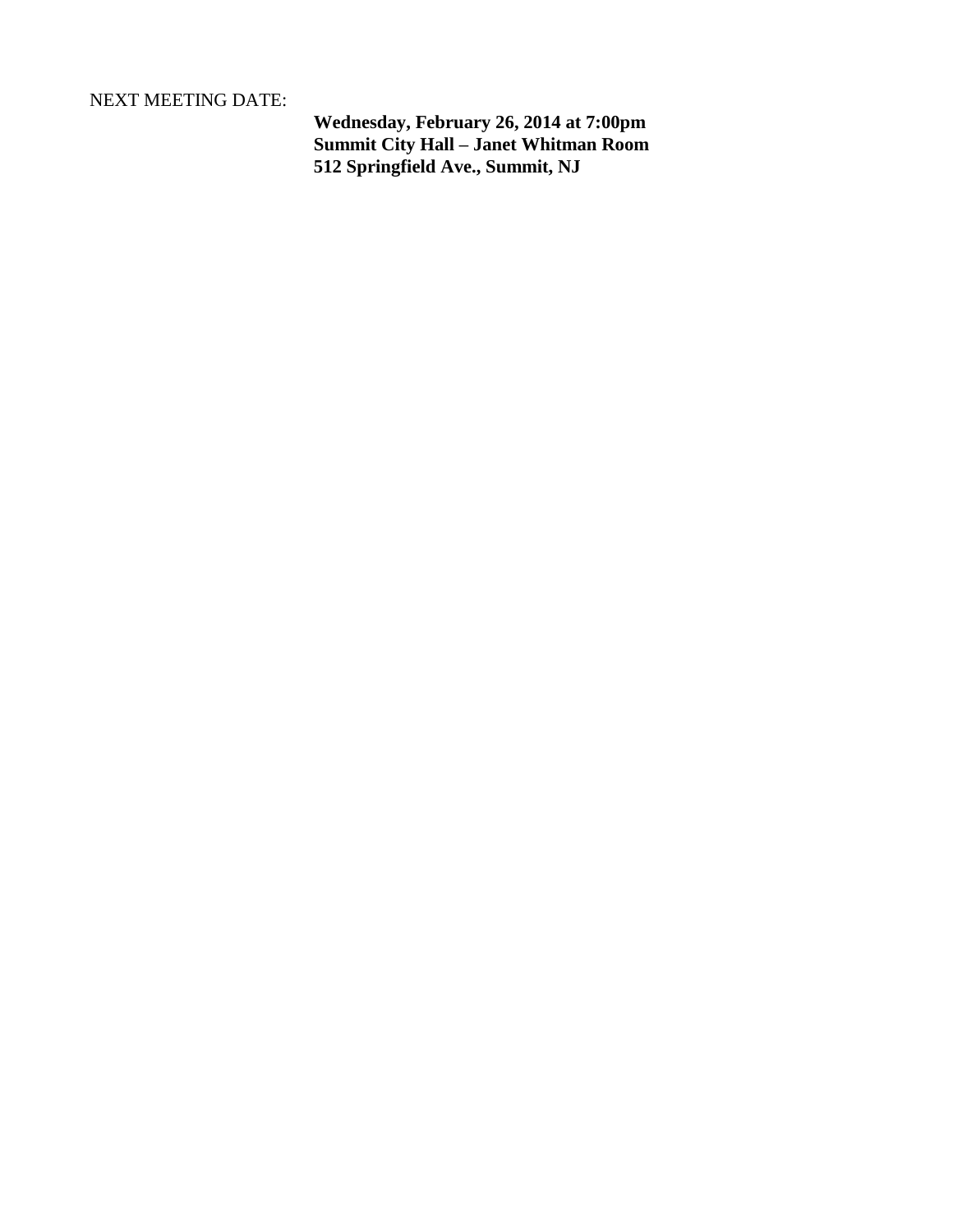NEXT MEETING DATE:

**Wednesday, February 26, 2014 at 7:00pm**
**Summit City Hall – Janet Whitman Room**
**512 Springfield Ave., Summit, NJ**